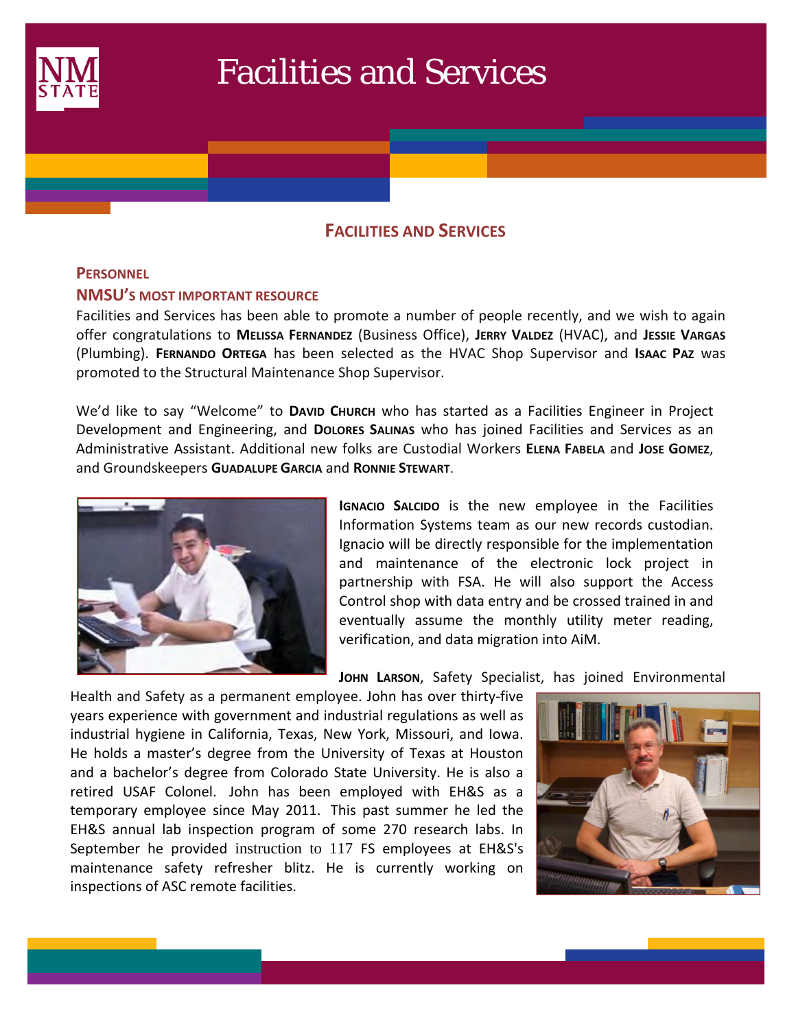# Facilities and Services

## FACILITIES AND SERVICES

### PERSONNEL

### NMSU'S MOST IMPORTANT RESOURCE

Facilities and Services has been able to promote a number of people recently, and we wish to again offer congratulations to **MELISSA FERNANDEZ** (Business Office), **JERRY VALDEZ** (HVAC), and **JESSIE VARGAS** (Plumbing). **FERNANDO ORTEGA** has been selected as the HVAC Shop Supervisor and **ISAAC PAZ** was promoted to the Structural Maintenance Shop Supervisor.

We'd like to say "Welcome" to **DAVID CHURCH** who has started as a Facilities Engineer in Project Development and Engineering, and **DOLORES SALINAS** who has joined Facilities and Services as an Administrative Assistant. Additional new folks are Custodial Workers **ELENA FABELA** and **JOSE GOMEZ**, and Groundskeepers **GUADALUPE GARCIA** and **RONNIE STEWART**.

**IGNACIO SALCIDO** is the new employee in the Facilities Information Systems team as our new records custodian. Ignacio will be directly responsible for the implementation and maintenance of the electronic lock project in partnership with FSA. He will also support the Access Control shop with data entry and be crossed trained in and eventually assume the monthly utility meter reading, verification, and data migration into AiM.

**JOHN LARSON**, Safety Specialist, has joined Environmental Health and Safety as a permanent employee. John has over thirty-five years experience with government and industrial regulations as well as industrial hygiene in California, Texas, New York, Missouri, and Iowa. He holds a master's degree from the University of Texas at Houston and a bachelor's degree from Colorado State University. He is also a retired USAF Colonel. John has been employed with EH&S as a temporary employee since May 2011. This past summer he led the EH&S annual lab inspection program of some 270 research labs. In September he provided instruction to 117 FS employees at EH&S's maintenance safety refresher blitz. He is currently working on inspections of ASC remote facilities.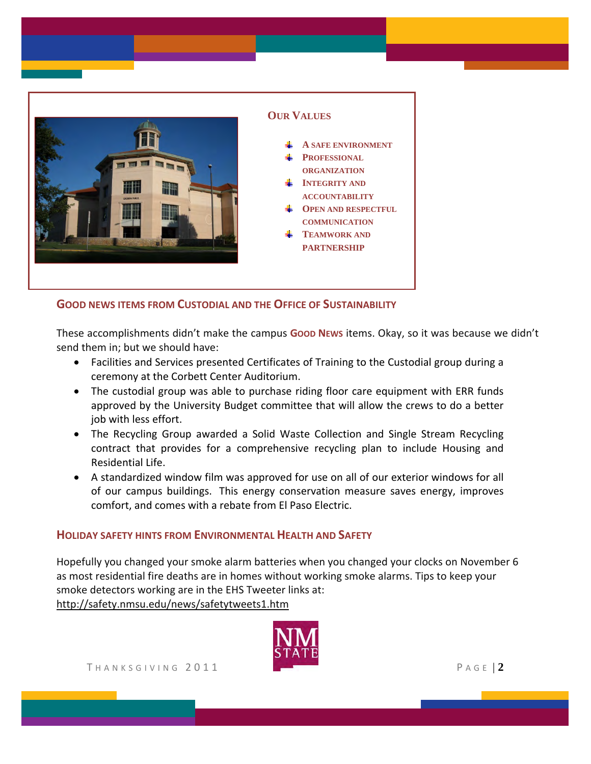## Our Values

- A safe environment
- Professional organization
- Integrity and accountability
- Open and respectful communication
- Teamwork and partnership

## Good news items from Custodial and the Office of Sustainability

These accomplishments didn't make the campus **Good News** items. Okay, so it was because we didn't send them in; but we should have:

- Facilities and Services presented Certificates of Training to the Custodial group during a ceremony at the Corbett Center Auditorium.
- The custodial group was able to purchase riding floor care equipment with ERR funds approved by the University Budget committee that will allow the crews to do a better job with less effort.
- The Recycling Group awarded a Solid Waste Collection and Single Stream Recycling contract that provides for a comprehensive recycling plan to include Housing and Residential Life.
- A standardized window film was approved for use on all of our exterior windows for all of our campus buildings. This energy conservation measure saves energy, improves comfort, and comes with a rebate from El Paso Electric.

## Holiday safety hints from Environmental Health and Safety

Hopefully you changed your smoke alarm batteries when you changed your clocks on November 6 as most residential fire deaths are in homes without working smoke alarms. Tips to keep your smoke detectors working are in the EHS Tweeter links at:
http://safety.nmsu.edu/news/safetytweets1.htm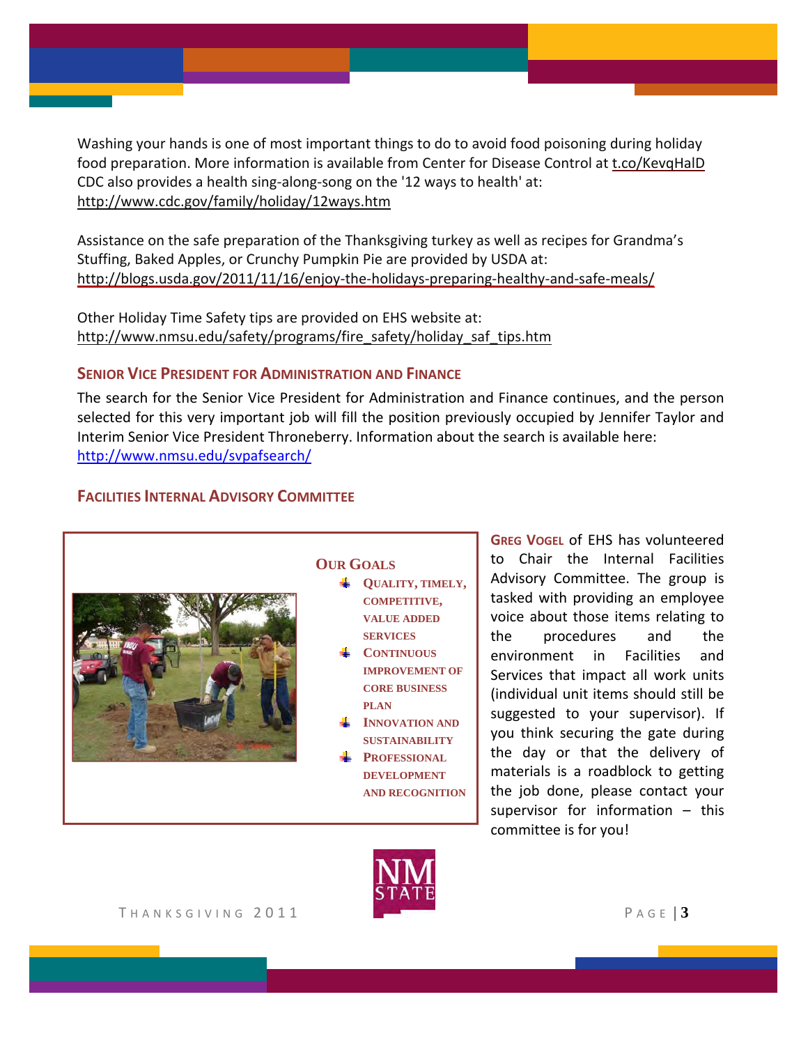Washing your hands is one of most important things to do to avoid food poisoning during holiday food preparation. More information is available from Center for Disease Control at t.co/KevqHalD CDC also provides a health sing-along-song on the '12 ways to health' at: http://www.cdc.gov/family/holiday/12ways.htm

Assistance on the safe preparation of the Thanksgiving turkey as well as recipes for Grandma's Stuffing, Baked Apples, or Crunchy Pumpkin Pie are provided by USDA at: http://blogs.usda.gov/2011/11/16/enjoy-the-holidays-preparing-healthy-and-safe-meals/

Other Holiday Time Safety tips are provided on EHS website at: http://www.nmsu.edu/safety/programs/fire_safety/holiday_saf_tips.htm

## Senior Vice President for Administration and Finance

The search for the Senior Vice President for Administration and Finance continues, and the person selected for this very important job will fill the position previously occupied by Jennifer Taylor and Interim Senior Vice President Throneberry. Information about the search is available here: http://www.nmsu.edu/svpafsearch/

## Facilities Internal Advisory Committee

### Our Goals

- Quality, timely, competitive, value added services
- Continuous improvement of core business plan
- Innovation and sustainability
- Professional development and recognition

**Greg Vogel** of EHS has volunteered to Chair the Internal Facilities Advisory Committee. The group is tasked with providing an employee voice about those items relating to the procedures and the environment in Facilities and Services that impact all work units (individual unit items should still be suggested to your supervisor). If you think securing the gate during the day or that the delivery of materials is a roadblock to getting the job done, please contact your supervisor for information – this committee is for you!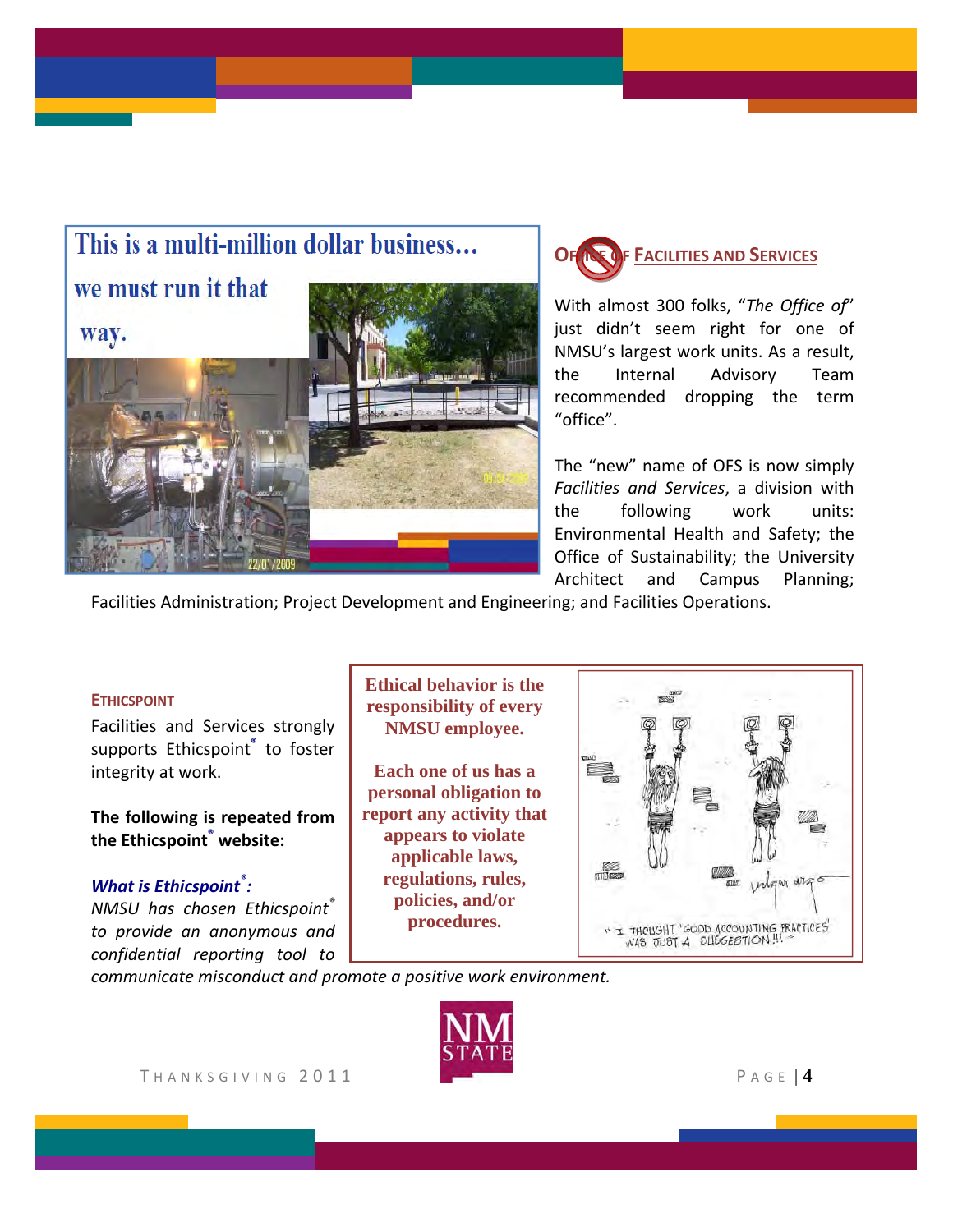This is a multi-million dollar business... we must run it that way.

## Office of Facilities and Services

With almost 300 folks, "*The Office of*" just didn't seem right for one of NMSU's largest work units. As a result, the Internal Advisory Team recommended dropping the term "office".

The "new" name of OFS is now simply *Facilities and Services*, a division with the following work units: Environmental Health and Safety; the Office of Sustainability; the University Architect and Campus Planning; Facilities Administration; Project Development and Engineering; and Facilities Operations.

### Ethicspoint

Facilities and Services strongly supports Ethicspoint® to foster integrity at work.

**The following is repeated from the Ethicspoint® website:**

***What is Ethicspoint®:***

*NMSU has chosen Ethicspoint® to provide an anonymous and confidential reporting tool to communicate misconduct and promote a positive work environment.*

**Ethical behavior is the responsibility of every NMSU employee.**

**Each one of us has a personal obligation to report any activity that appears to violate applicable laws, regulations, rules, policies, and/or procedures.**

"I THOUGHT 'GOOD ACCOUNTING PRACTICES' WAS JUST A SUGGESTION!!!"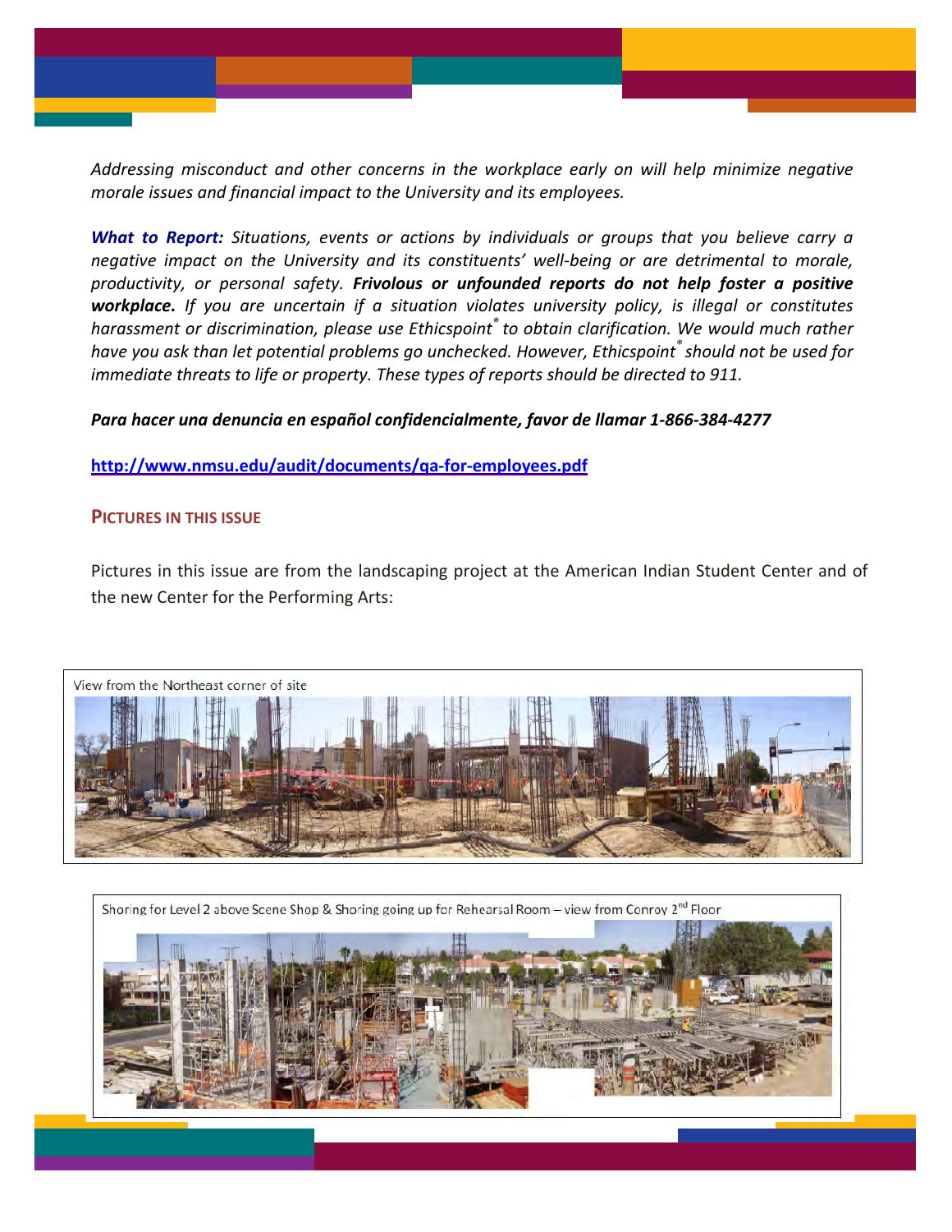*Addressing misconduct and other concerns in the workplace early on will help minimize negative morale issues and financial impact to the University and its employees.*

***What to Report:*** *Situations, events or actions by individuals or groups that you believe carry a negative impact on the University and its constituents' well-being or are detrimental to morale, productivity, or personal safety.* ***Frivolous or unfounded reports do not help foster a positive workplace.*** *If you are uncertain if a situation violates university policy, is illegal or constitutes harassment or discrimination, please use Ethicspoint® to obtain clarification. We would much rather have you ask than let potential problems go unchecked. However, Ethicspoint® should not be used for immediate threats to life or property. These types of reports should be directed to 911.*

***Para hacer una denuncia en español confidencialmente, favor de llamar 1-866-384-4277***

**http://www.nmsu.edu/audit/documents/qa-for-employees.pdf**

## Pictures in this Issue

Pictures in this issue are from the landscaping project at the American Indian Student Center and of the new Center for the Performing Arts:

View from the Northeast corner of site

Shoring for Level 2 above Scene Shop & Shoring going up for Rehearsal Room – view from Conroy 2nd Floor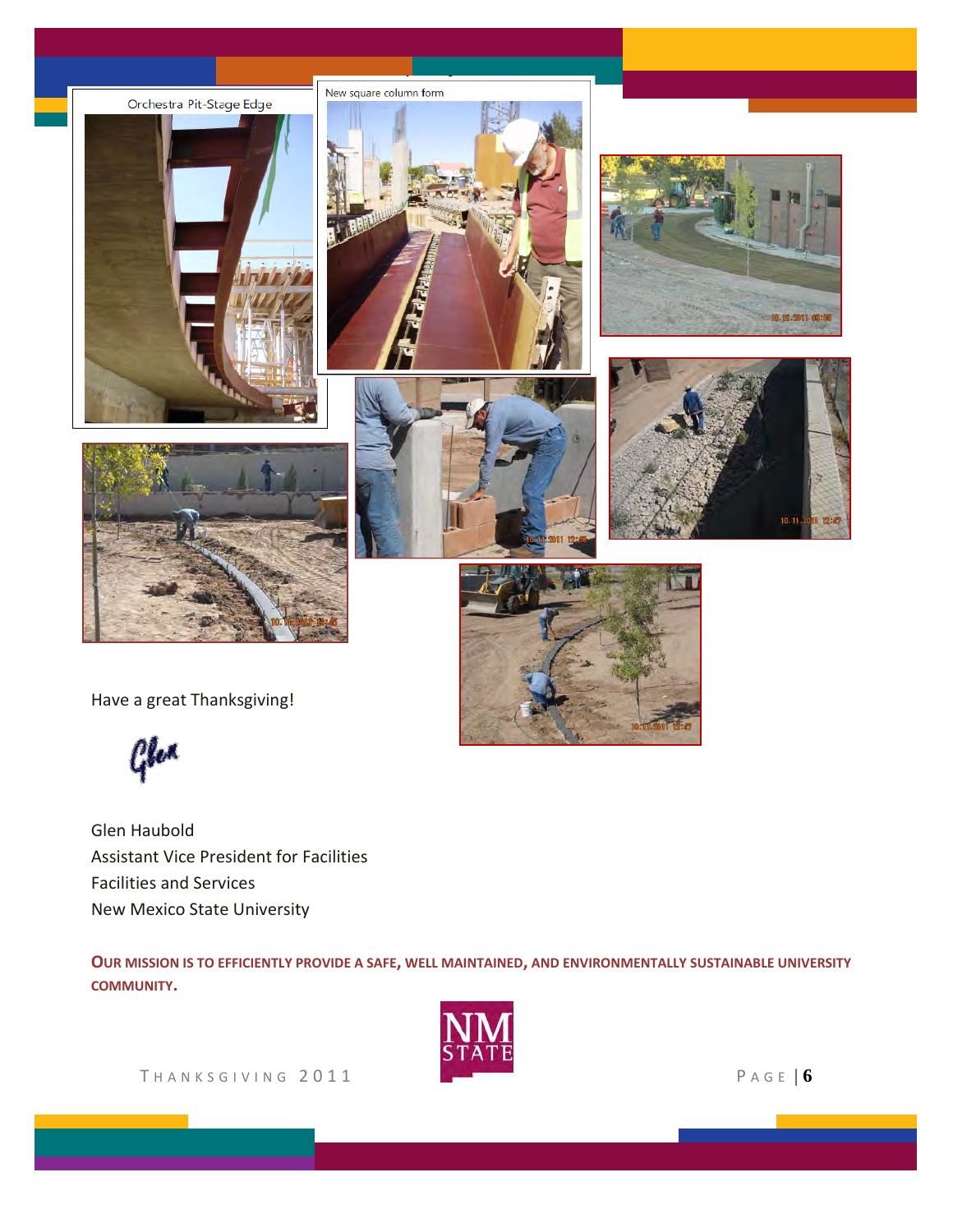Orchestra Pit-Stage Edge

New square column form

Have a great Thanksgiving!

Glen

Glen Haubold
Assistant Vice President for Facilities
Facilities and Services
New Mexico State University

**OUR MISSION IS TO EFFICIENTLY PROVIDE A SAFE, WELL MAINTAINED, AND ENVIRONMENTALLY SUSTAINABLE UNIVERSITY COMMUNITY.**